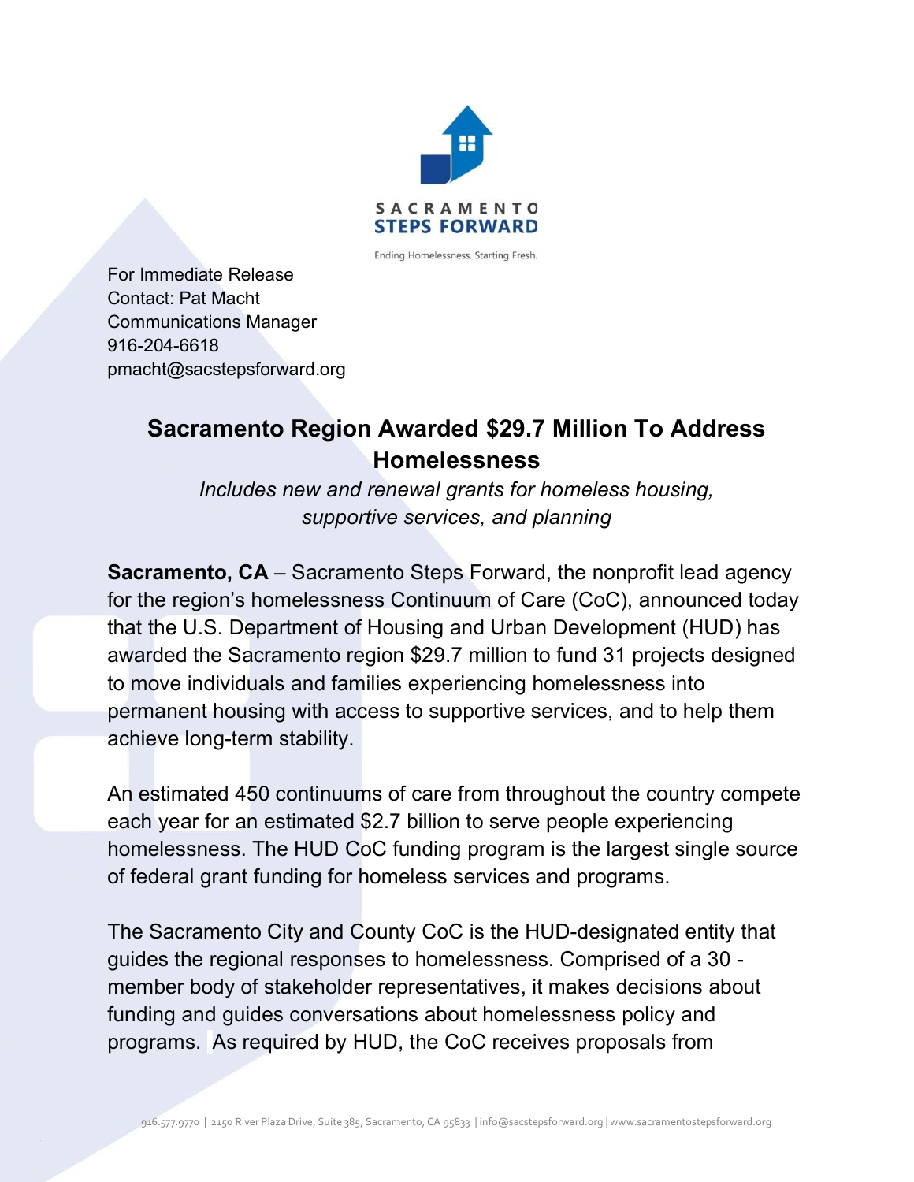SACRAMENTO
STEPS FORWARD

Ending Homelessness. Starting Fresh.

For Immediate Release
Contact: Pat Macht
Communications Manager
916-204-6618
pmacht@sacstepsforward.org

# Sacramento Region Awarded $29.7 Million To Address Homelessness

*Includes new and renewal grants for homeless housing, supportive services, and planning*

**Sacramento, CA** – Sacramento Steps Forward, the nonprofit lead agency for the region's homelessness Continuum of Care (CoC), announced today that the U.S. Department of Housing and Urban Development (HUD) has awarded the Sacramento region $29.7 million to fund 31 projects designed to move individuals and families experiencing homelessness into permanent housing with access to supportive services, and to help them achieve long-term stability.

An estimated 450 continuums of care from throughout the country compete each year for an estimated $2.7 billion to serve people experiencing homelessness. The HUD CoC funding program is the largest single source of federal grant funding for homeless services and programs.

The Sacramento City and County CoC is the HUD-designated entity that guides the regional responses to homelessness. Comprised of a 30 - member body of stakeholder representatives, it makes decisions about funding and guides conversations about homelessness policy and programs. As required by HUD, the CoC receives proposals from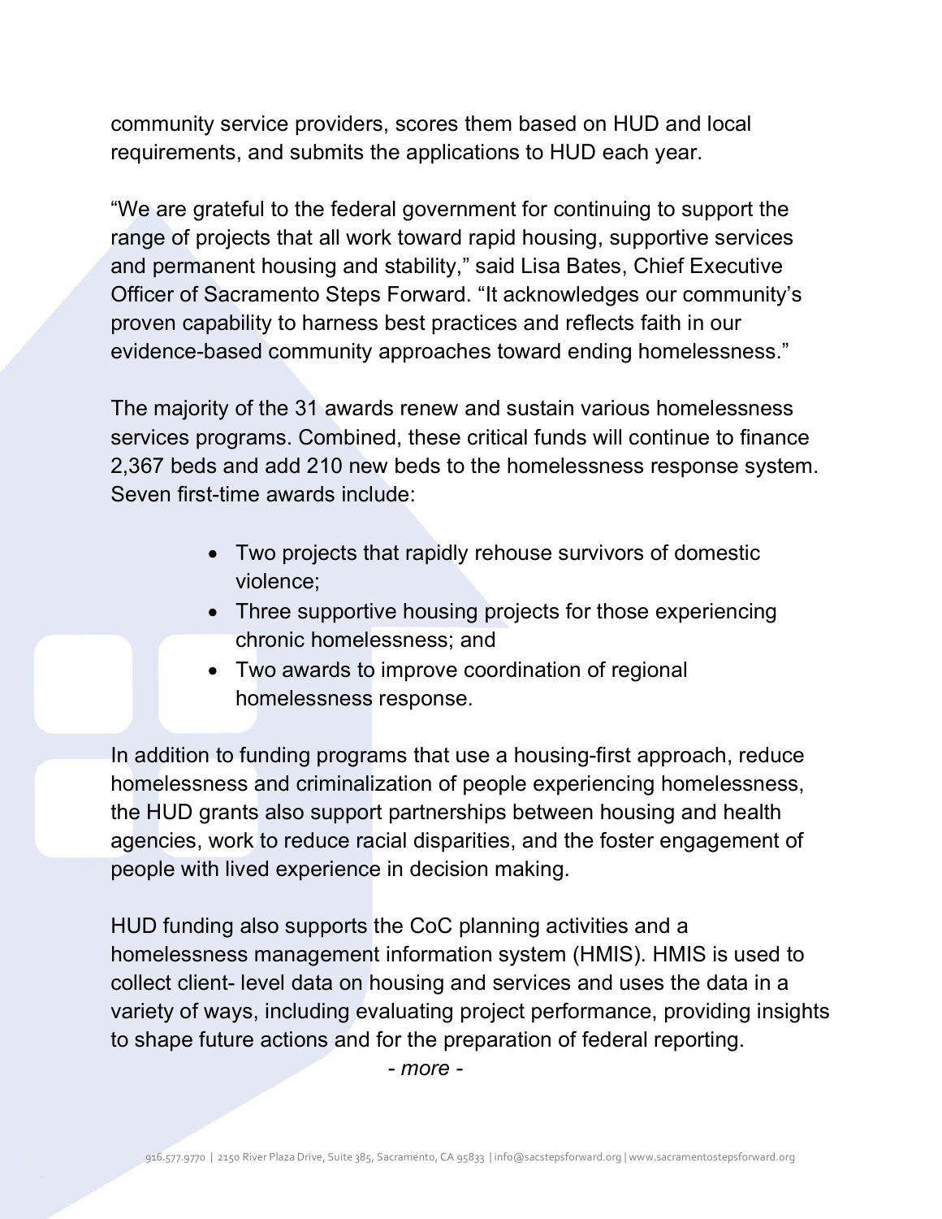community service providers, scores them based on HUD and local requirements, and submits the applications to HUD each year.

"We are grateful to the federal government for continuing to support the range of projects that all work toward rapid housing, supportive services and permanent housing and stability," said Lisa Bates, Chief Executive Officer of Sacramento Steps Forward. "It acknowledges our community's proven capability to harness best practices and reflects faith in our evidence-based community approaches toward ending homelessness."

The majority of the 31 awards renew and sustain various homelessness services programs. Combined, these critical funds will continue to finance 2,367 beds and add 210 new beds to the homelessness response system. Seven first-time awards include:

- Two projects that rapidly rehouse survivors of domestic violence;
- Three supportive housing projects for those experiencing chronic homelessness; and
- Two awards to improve coordination of regional homelessness response.

In addition to funding programs that use a housing-first approach, reduce homelessness and criminalization of people experiencing homelessness, the HUD grants also support partnerships between housing and health agencies, work to reduce racial disparities, and the foster engagement of people with lived experience in decision making.

HUD funding also supports the CoC planning activities and a homelessness management information system (HMIS). HMIS is used to collect client- level data on housing and services and uses the data in a variety of ways, including evaluating project performance, providing insights to shape future actions and for the preparation of federal reporting.

*- more -*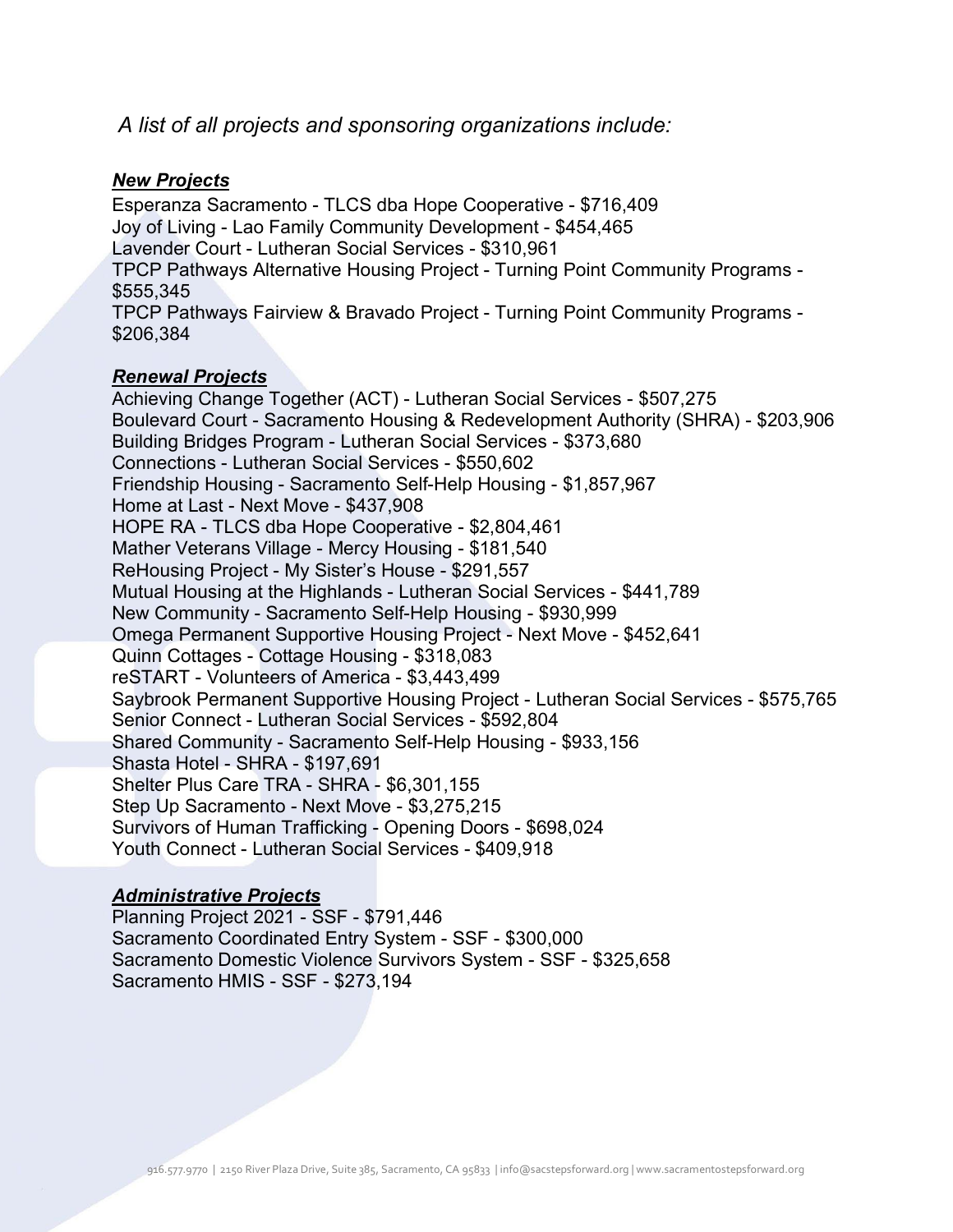*A list of all projects and sponsoring organizations include:*

***New Projects***

Esperanza Sacramento - TLCS dba Hope Cooperative - $716,409
Joy of Living - Lao Family Community Development - $454,465
Lavender Court - Lutheran Social Services - $310,961
TPCP Pathways Alternative Housing Project - Turning Point Community Programs - $555,345
TPCP Pathways Fairview & Bravado Project - Turning Point Community Programs - $206,384

***Renewal Projects***

Achieving Change Together (ACT) - Lutheran Social Services - $507,275
Boulevard Court - Sacramento Housing & Redevelopment Authority (SHRA) - $203,906
Building Bridges Program - Lutheran Social Services - $373,680
Connections - Lutheran Social Services - $550,602
Friendship Housing - Sacramento Self-Help Housing - $1,857,967
Home at Last - Next Move - $437,908
HOPE RA - TLCS dba Hope Cooperative - $2,804,461
Mather Veterans Village - Mercy Housing - $181,540
ReHousing Project - My Sister's House - $291,557
Mutual Housing at the Highlands - Lutheran Social Services - $441,789
New Community - Sacramento Self-Help Housing - $930,999
Omega Permanent Supportive Housing Project - Next Move - $452,641
Quinn Cottages - Cottage Housing - $318,083
reSTART - Volunteers of America - $3,443,499
Saybrook Permanent Supportive Housing Project - Lutheran Social Services - $575,765
Senior Connect - Lutheran Social Services - $592,804
Shared Community - Sacramento Self-Help Housing - $933,156
Shasta Hotel - SHRA - $197,691
Shelter Plus Care TRA - SHRA - $6,301,155
Step Up Sacramento - Next Move - $3,275,215
Survivors of Human Trafficking - Opening Doors - $698,024
Youth Connect - Lutheran Social Services - $409,918

***Administrative Projects***

Planning Project 2021 - SSF - $791,446
Sacramento Coordinated Entry System - SSF - $300,000
Sacramento Domestic Violence Survivors System - SSF - $325,658
Sacramento HMIS - SSF - $273,194